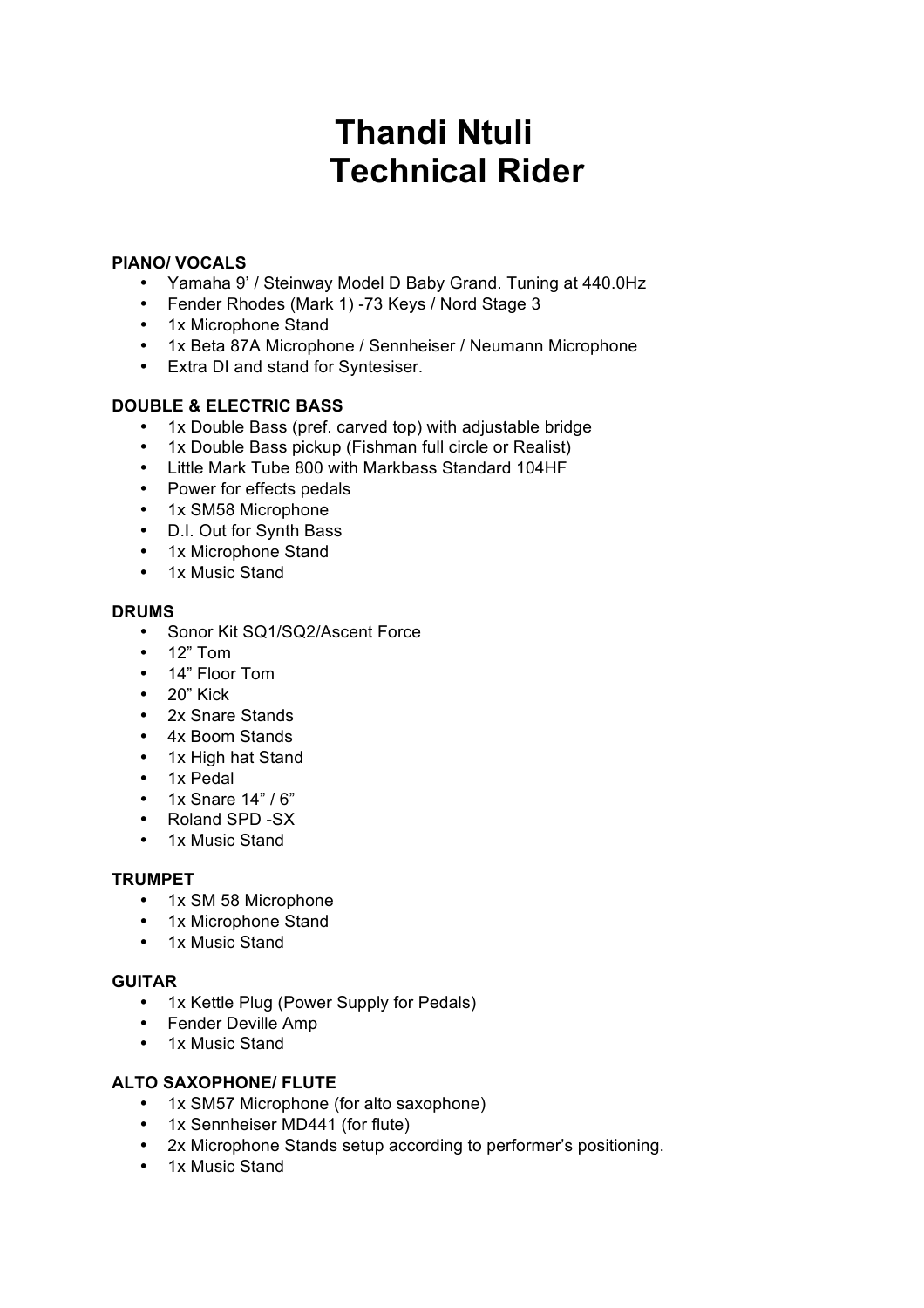# Thandi Ntuli
# Technical Rider

**PIANO/ VOCALS**

- Yamaha 9' / Steinway Model D Baby Grand. Tuning at 440.0Hz
- Fender Rhodes (Mark 1) -73 Keys / Nord Stage 3
- 1x Microphone Stand
- 1x Beta 87A Microphone / Sennheiser / Neumann Microphone
- Extra DI and stand for Syntesiser.

**DOUBLE & ELECTRIC BASS**

- 1x Double Bass (pref. carved top) with adjustable bridge
- 1x Double Bass pickup (Fishman full circle or Realist)
- Little Mark Tube 800 with Markbass Standard 104HF
- Power for effects pedals
- 1x SM58 Microphone
- D.I. Out for Synth Bass
- 1x Microphone Stand
- 1x Music Stand

**DRUMS**

- Sonor Kit SQ1/SQ2/Ascent Force
- 12" Tom
- 14" Floor Tom
- 20" Kick
- 2x Snare Stands
- 4x Boom Stands
- 1x High hat Stand
- 1x Pedal
- 1x Snare 14" / 6"
- Roland SPD -SX
- 1x Music Stand

**TRUMPET**

- 1x SM 58 Microphone
- 1x Microphone Stand
- 1x Music Stand

**GUITAR**

- 1x Kettle Plug (Power Supply for Pedals)
- Fender Deville Amp
- 1x Music Stand

**ALTO SAXOPHONE/ FLUTE**

- 1x SM57 Microphone (for alto saxophone)
- 1x Sennheiser MD441 (for flute)
- 2x Microphone Stands setup according to performer's positioning.
- 1x Music Stand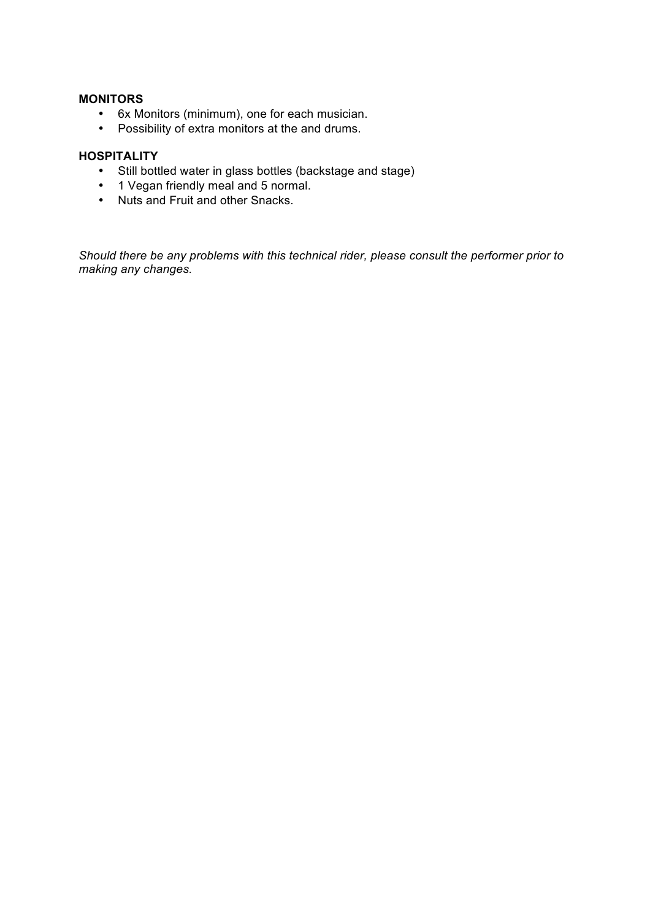**MONITORS**

- 6x Monitors (minimum), one for each musician.
- Possibility of extra monitors at the and drums.

**HOSPITALITY**

- Still bottled water in glass bottles (backstage and stage)
- 1 Vegan friendly meal and 5 normal.
- Nuts and Fruit and other Snacks.

*Should there be any problems with this technical rider, please consult the performer prior to making any changes.*